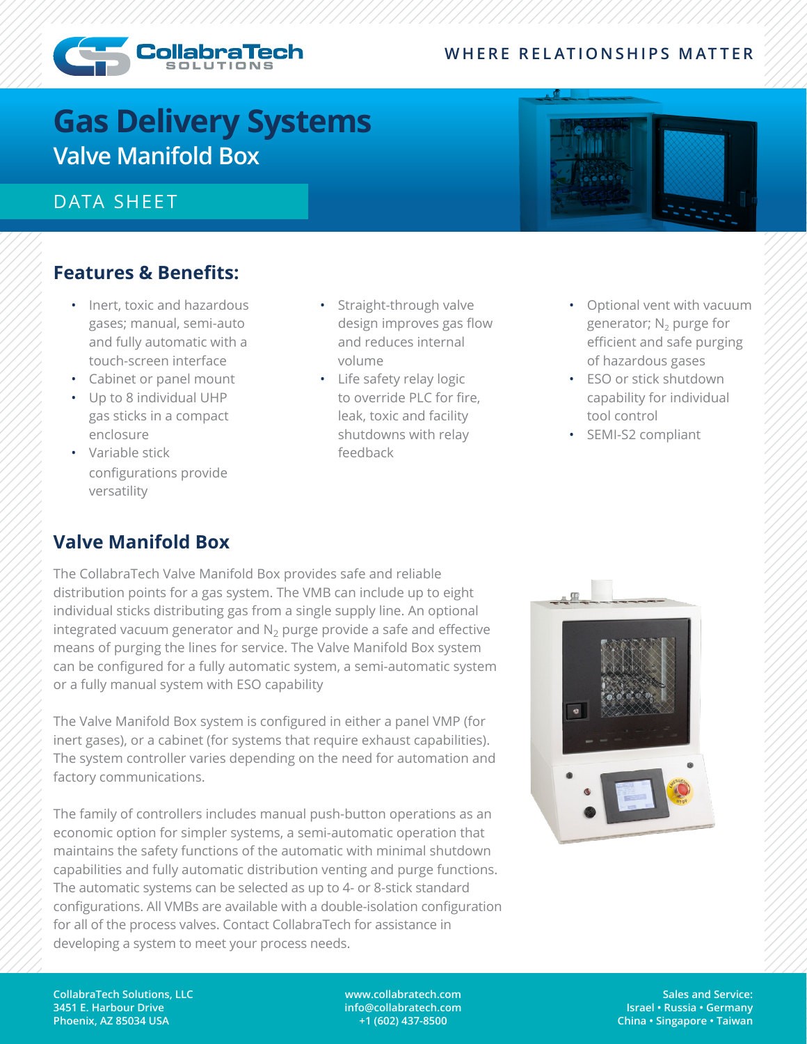CollabraTech SOLUTIONS

WHERE RELATIONSHIPS MATTER

# Gas Delivery Systems

## Valve Manifold Box

DATA SHEET

## Features & Benefits:

- Inert, toxic and hazardous gases; manual, semi-auto and fully automatic with a touch-screen interface
- Cabinet or panel mount
- Up to 8 individual UHP gas sticks in a compact enclosure
- Variable stick configurations provide versatility
- Straight-through valve design improves gas flow and reduces internal volume
- Life safety relay logic to override PLC for fire, leak, toxic and facility shutdowns with relay feedback
- Optional vent with vacuum generator; $N_2$ purge for efficient and safe purging of hazardous gases
- ESO or stick shutdown capability for individual tool control
- SEMI-S2 compliant

## Valve Manifold Box

The CollabraTech Valve Manifold Box provides safe and reliable distribution points for a gas system. The VMB can include up to eight individual sticks distributing gas from a single supply line. An optional integrated vacuum generator and $N_2$ purge provide a safe and effective means of purging the lines for service. The Valve Manifold Box system can be configured for a fully automatic system, a semi-automatic system or a fully manual system with ESO capability

The Valve Manifold Box system is configured in either a panel VMP (for inert gases), or a cabinet (for systems that require exhaust capabilities). The system controller varies depending on the need for automation and factory communications.

The family of controllers includes manual push-button operations as an economic option for simpler systems, a semi-automatic operation that maintains the safety functions of the automatic with minimal shutdown capabilities and fully automatic distribution venting and purge functions. The automatic systems can be selected as up to 4- or 8-stick standard configurations. All VMBs are available with a double-isolation configuration for all of the process valves. Contact CollabraTech for assistance in developing a system to meet your process needs.

**CollabraTech Solutions, LLC**
**3451 E. Harbour Drive**
**Phoenix, AZ 85034 USA**

**www.collabratech.com**
**info@collabratech.com**
**+1 (602) 437-8500**

**Sales and Service:**
**Israel • Russia • Germany**
**China • Singapore • Taiwan**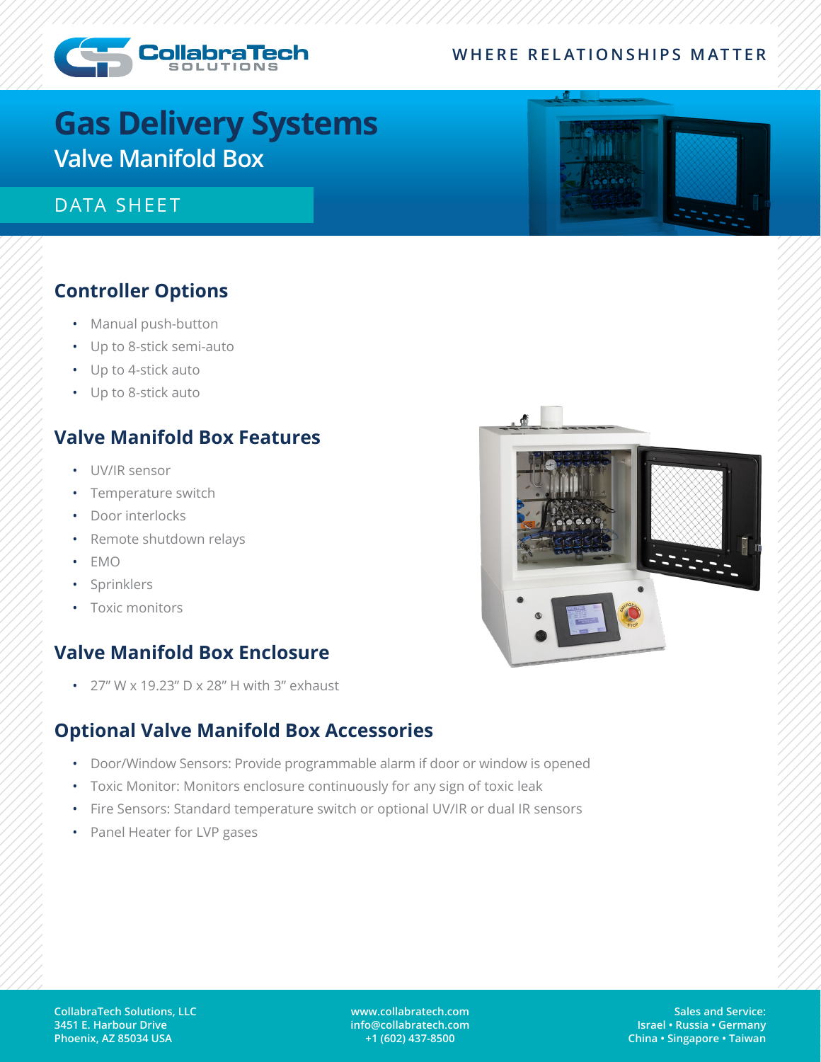CollabraTech SOLUTIONS

WHERE RELATIONSHIPS MATTER

# Gas Delivery Systems

## Valve Manifold Box

DATA SHEET

### Controller Options

- Manual push-button
- Up to 8-stick semi-auto
- Up to 4-stick auto
- Up to 8-stick auto

### Valve Manifold Box Features

- UV/IR sensor
- Temperature switch
- Door interlocks
- Remote shutdown relays
- EMO
- Sprinklers
- Toxic monitors

### Valve Manifold Box Enclosure

- 27" W x 19.23" D x 28" H with 3" exhaust

### Optional Valve Manifold Box Accessories

- Door/Window Sensors: Provide programmable alarm if door or window is opened
- Toxic Monitor: Monitors enclosure continuously for any sign of toxic leak
- Fire Sensors: Standard temperature switch or optional UV/IR or dual IR sensors
- Panel Heater for LVP gases

**CollabraTech Solutions, LLC**
**3451 E. Harbour Drive**
**Phoenix, AZ 85034 USA**

**www.collabratech.com**
**info@collabratech.com**
**+1 (602) 437-8500**

**Sales and Service:**
**Israel • Russia • Germany**
**China • Singapore • Taiwan**